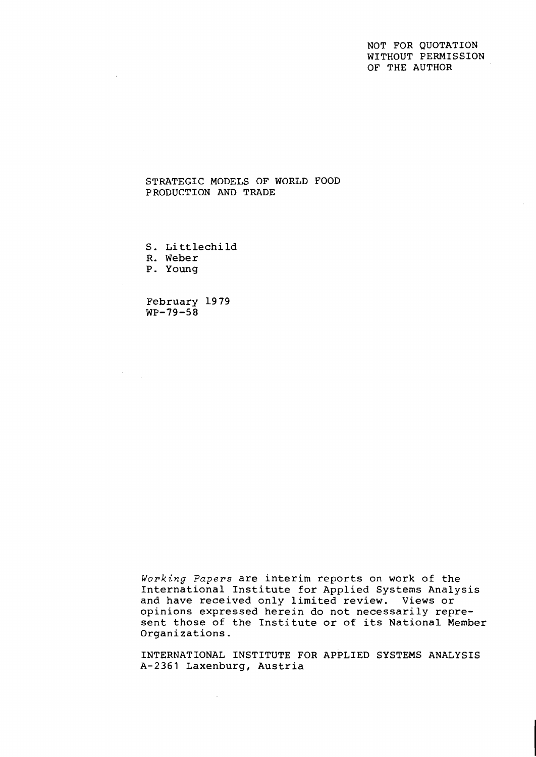NOT FOR QUOTATION
WITHOUT PERMISSION
OF THE AUTHOR

# STRATEGIC MODELS OF WORLD FOOD PRODUCTION AND TRADE

S. Littlechild
R. Weber
P. Young

February 1979
WP-79-58

*Working Papers* are interim reports on work of the International Institute for Applied Systems Analysis and have received only limited review. Views or opinions expressed herein do not necessarily represent those of the Institute or of its National Member Organizations.

INTERNATIONAL INSTITUTE FOR APPLIED SYSTEMS ANALYSIS
A-2361 Laxenburg, Austria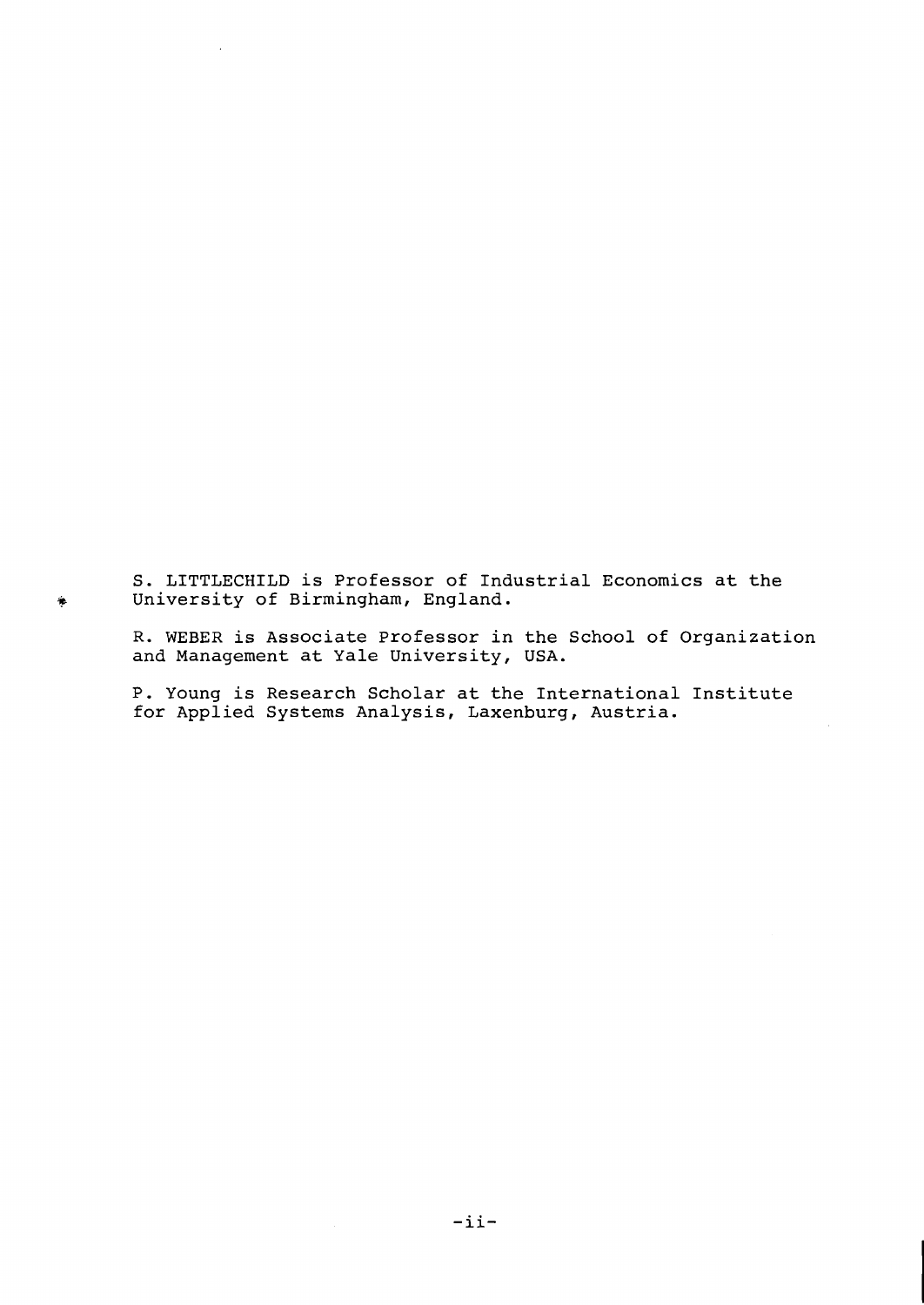S. LITTLECHILD is Professor of Industrial Economics at the University of Birmingham, England.

R. WEBER is Associate Professor in the School of Organization and Management at Yale University, USA.

P. Young is Research Scholar at the International Institute for Applied Systems Analysis, Laxenburg, Austria.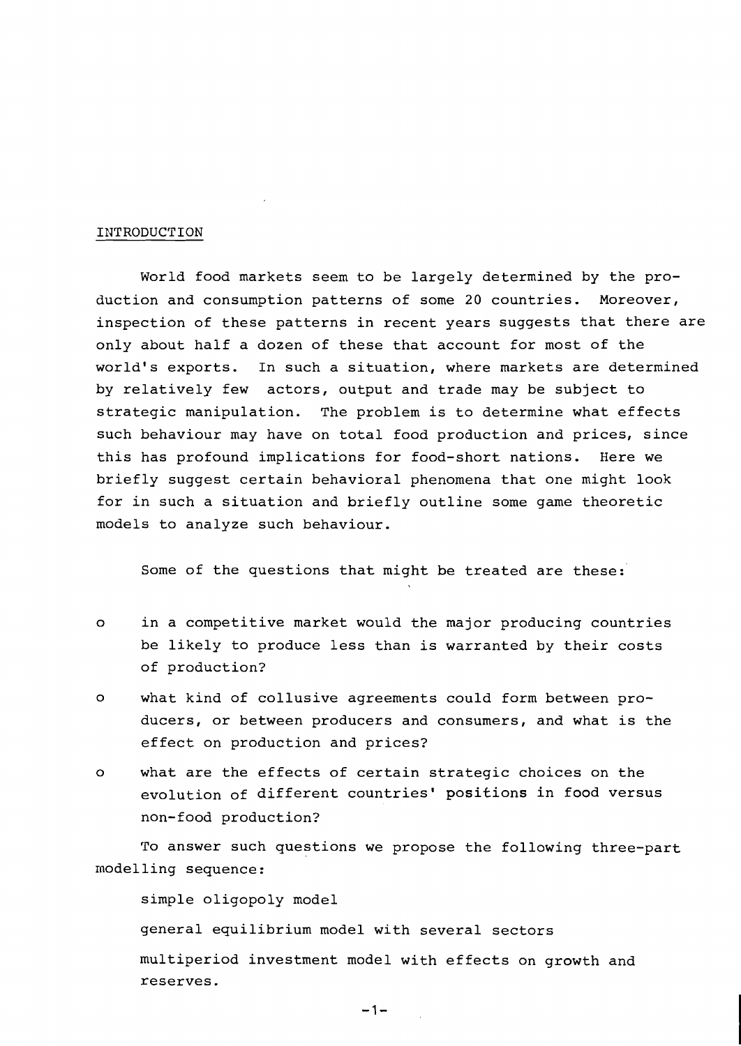## INTRODUCTION

World food markets seem to be largely determined by the production and consumption patterns of some 20 countries. Moreover, inspection of these patterns in recent years suggests that there are only about half a dozen of these that account for most of the world's exports. In such a situation, where markets are determined by relatively few actors, output and trade may be subject to strategic manipulation. The problem is to determine what effects such behaviour may have on total food production and prices, since this has profound implications for food-short nations. Here we briefly suggest certain behavioral phenomena that one might look for in such a situation and briefly outline some game theoretic models to analyze such behaviour.

Some of the questions that might be treated are these:

- in a competitive market would the major producing countries be likely to produce less than is warranted by their costs of production?
- what kind of collusive agreements could form between producers, or between producers and consumers, and what is the effect on production and prices?
- what are the effects of certain strategic choices on the evolution of different countries' positions in food versus non-food production?

To answer such questions we propose the following three-part modelling sequence:

simple oligopoly model

general equilibrium model with several sectors

multiperiod investment model with effects on growth and reserves.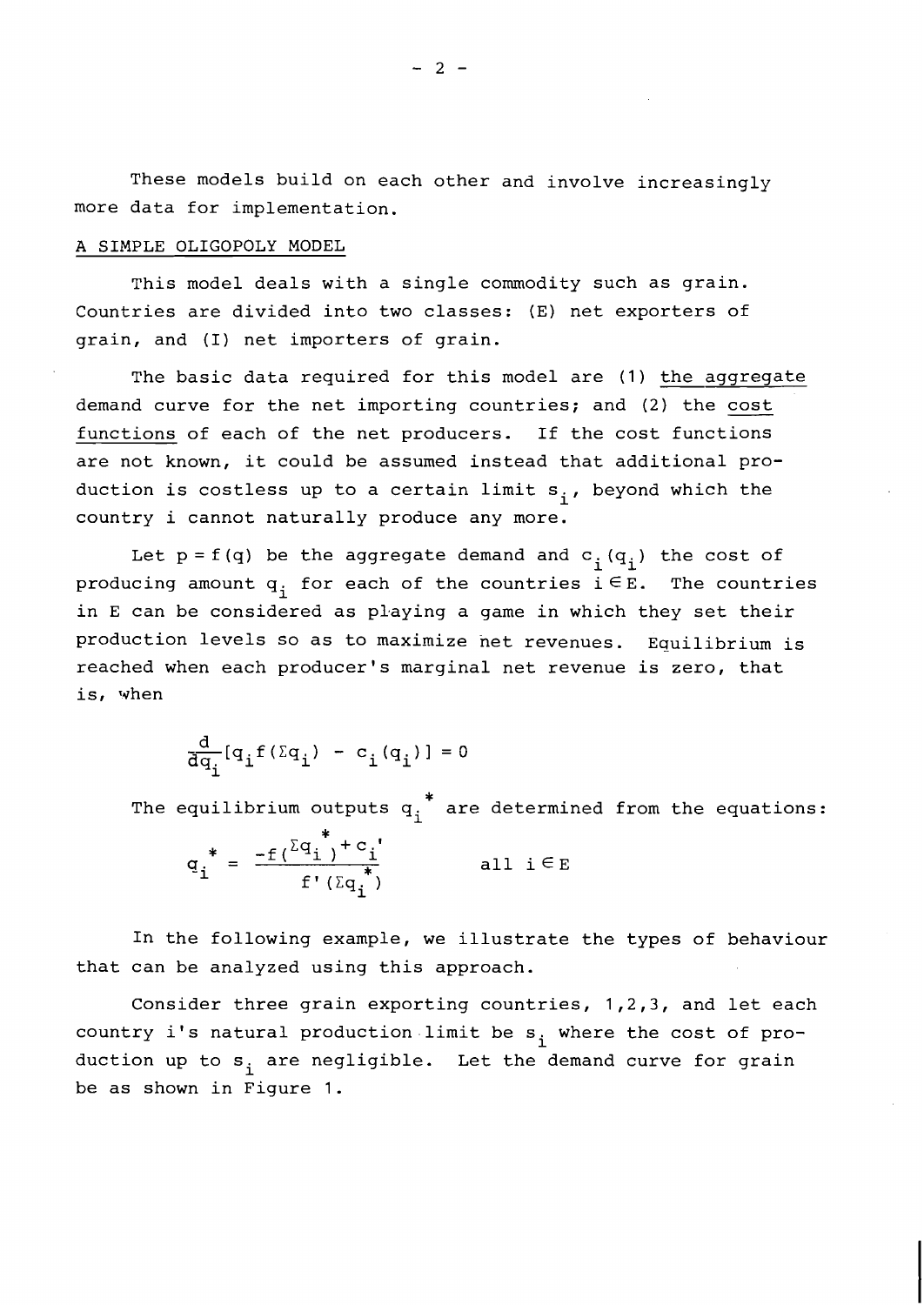These models build on each other and involve increasingly more data for implementation.

## A SIMPLE OLIGOPOLY MODEL

This model deals with a single commodity such as grain. Countries are divided into two classes: (E) net exporters of grain, and (I) net importers of grain.

The basic data required for this model are (1) <u>the aggregate</u> demand curve for the net importing countries; and (2) the <u>cost functions</u> of each of the net producers. If the cost functions are not known, it could be assumed instead that additional production is costless up to a certain limit $s_i$, beyond which the country i cannot naturally produce any more.

Let $p = f(q)$ be the aggregate demand and $c_i(q_i)$ the cost of producing amount $q_i$ for each of the countries $i \in E$. The countries in E can be considered as playing a game in which they set their production levels so as to maximize net revenues. Equilibrium is reached when each producer's marginal net revenue is zero, that is, when

$$\frac{d}{dq_i}[q_i f(\Sigma q_i) - c_i(q_i)] = 0$$

The equilibrium outputs $q_i^*$ are determined from the equations:

$$q_i^* = \frac{-f(\Sigma q_i^*) + c_i'}{f'(\Sigma q_i^*)} \qquad \text{all } i \in E$$

In the following example, we illustrate the types of behaviour that can be analyzed using this approach.

Consider three grain exporting countries, 1,2,3, and let each country i's natural production limit be $s_i$ where the cost of production up to $s_i$ are negligible. Let the demand curve for grain be as shown in Figure 1.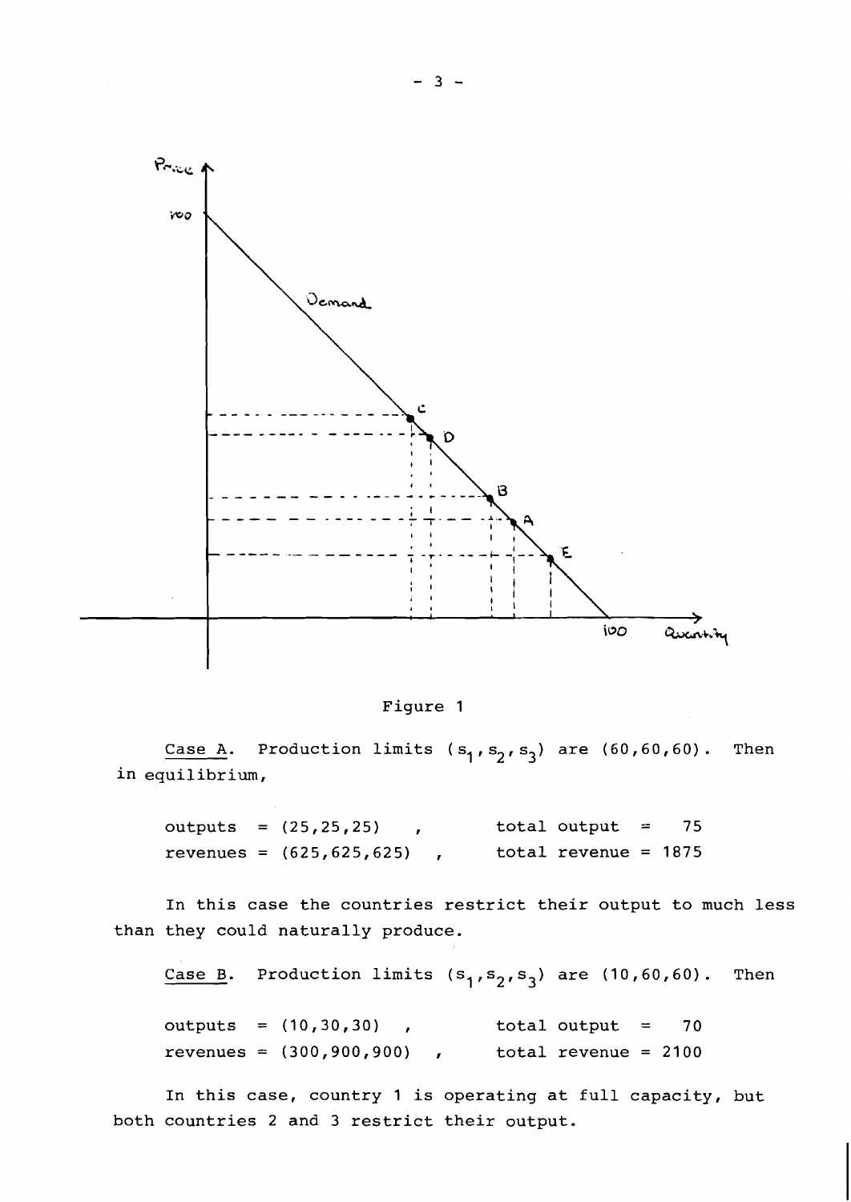Figure 1

Case A. Production limits $(s_1, s_2, s_3)$ are $(60,60,60)$. Then in equilibrium,

outputs = (25,25,25) , total output = 75
revenues = (625,625,625) , total revenue = 1875

In this case the countries restrict their output to much less than they could naturally produce.

Case B. Production limits $(s_1, s_2, s_3)$ are $(10,60,60)$. Then

outputs = (10,30,30) , total output = 70
revenues = (300,900,900) , total revenue = 2100

In this case, country 1 is operating at full capacity, but both countries 2 and 3 restrict their output.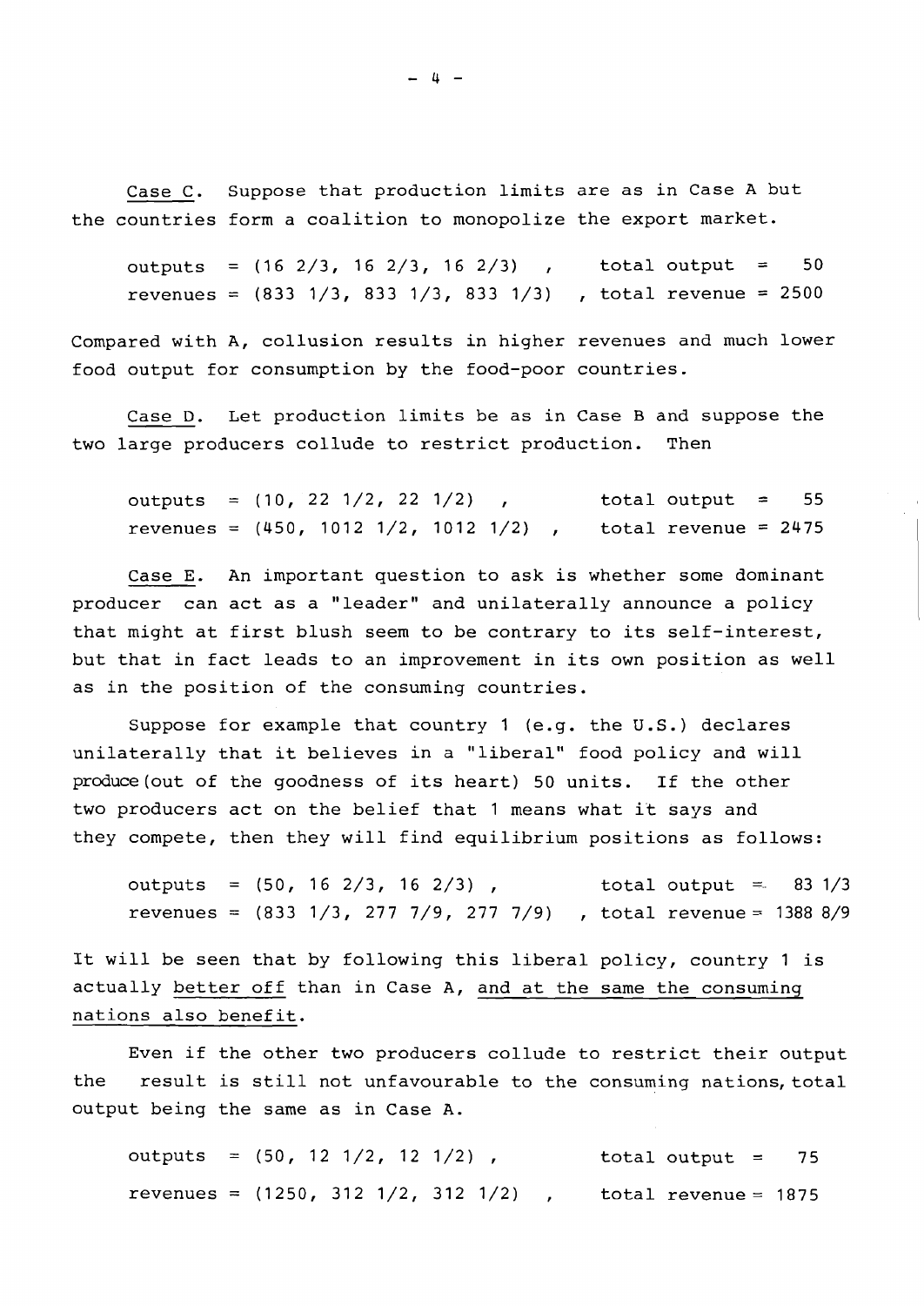Case C. Suppose that production limits are as in Case A but the countries form a coalition to monopolize the export market.

outputs = (16 2/3, 16 2/3, 16 2/3) , total output = 50
revenues = (833 1/3, 833 1/3, 833 1/3) , total revenue = 2500

Compared with A, collusion results in higher revenues and much lower food output for consumption by the food-poor countries.

Case D. Let production limits be as in Case B and suppose the two large producers collude to restrict production. Then

outputs = (10, 22 1/2, 22 1/2) , total output = 55
revenues = (450, 1012 1/2, 1012 1/2) , total revenue = 2475

Case E. An important question to ask is whether some dominant producer can act as a "leader" and unilaterally announce a policy that might at first blush seem to be contrary to its self-interest, but that in fact leads to an improvement in its own position as well as in the position of the consuming countries.

Suppose for example that country 1 (e.g. the U.S.) declares unilaterally that it believes in a "liberal" food policy and will produce (out of the goodness of its heart) 50 units. If the other two producers act on the belief that 1 means what it says and they compete, then they will find equilibrium positions as follows:

outputs = (50, 16 2/3, 16 2/3) , total output = 83 1/3
revenues = (833 1/3, 277 7/9, 277 7/9) , total revenue = 1388 8/9

It will be seen that by following this liberal policy, country 1 is actually better off than in Case A, and at the same the consuming nations also benefit.

Even if the other two producers collude to restrict their output the result is still not unfavourable to the consuming nations, total output being the same as in Case A.

outputs = (50, 12 1/2, 12 1/2) , total output = 75
revenues = (1250, 312 1/2, 312 1/2) , total revenue = 1875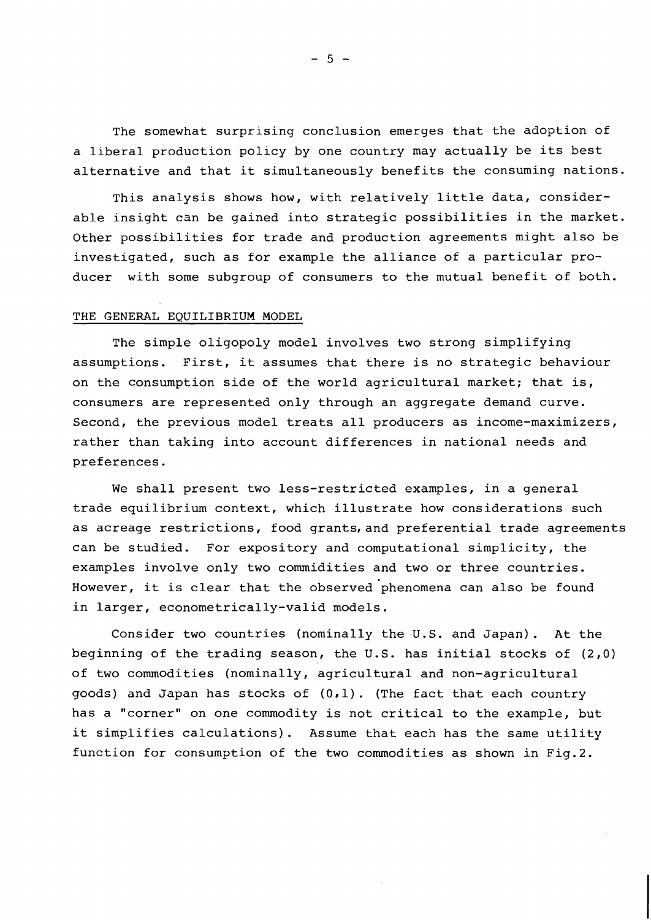The somewhat surprising conclusion emerges that the adoption of a liberal production policy by one country may actually be its best alternative and that it simultaneously benefits the consuming nations.

This analysis shows how, with relatively little data, considerable insight can be gained into strategic possibilities in the market. Other possibilities for trade and production agreements might also be investigated, such as for example the alliance of a particular producer with some subgroup of consumers to the mutual benefit of both.

## THE GENERAL EQUILIBRIUM MODEL

The simple oligopoly model involves two strong simplifying assumptions. First, it assumes that there is no strategic behaviour on the consumption side of the world agricultural market; that is, consumers are represented only through an aggregate demand curve. Second, the previous model treats all producers as income-maximizers, rather than taking into account differences in national needs and preferences.

We shall present two less-restricted examples, in a general trade equilibrium context, which illustrate how considerations such as acreage restrictions, food grants, and preferential trade agreements can be studied. For expository and computational simplicity, the examples involve only two commidities and two or three countries. However, it is clear that the observed phenomena can also be found in larger, econometrically-valid models.

Consider two countries (nominally the U.S. and Japan). At the beginning of the trading season, the U.S. has initial stocks of (2,0) of two commodities (nominally, agricultural and non-agricultural goods) and Japan has stocks of (0,1). (The fact that each country has a "corner" on one commodity is not critical to the example, but it simplifies calculations). Assume that each has the same utility function for consumption of the two commodities as shown in Fig.2.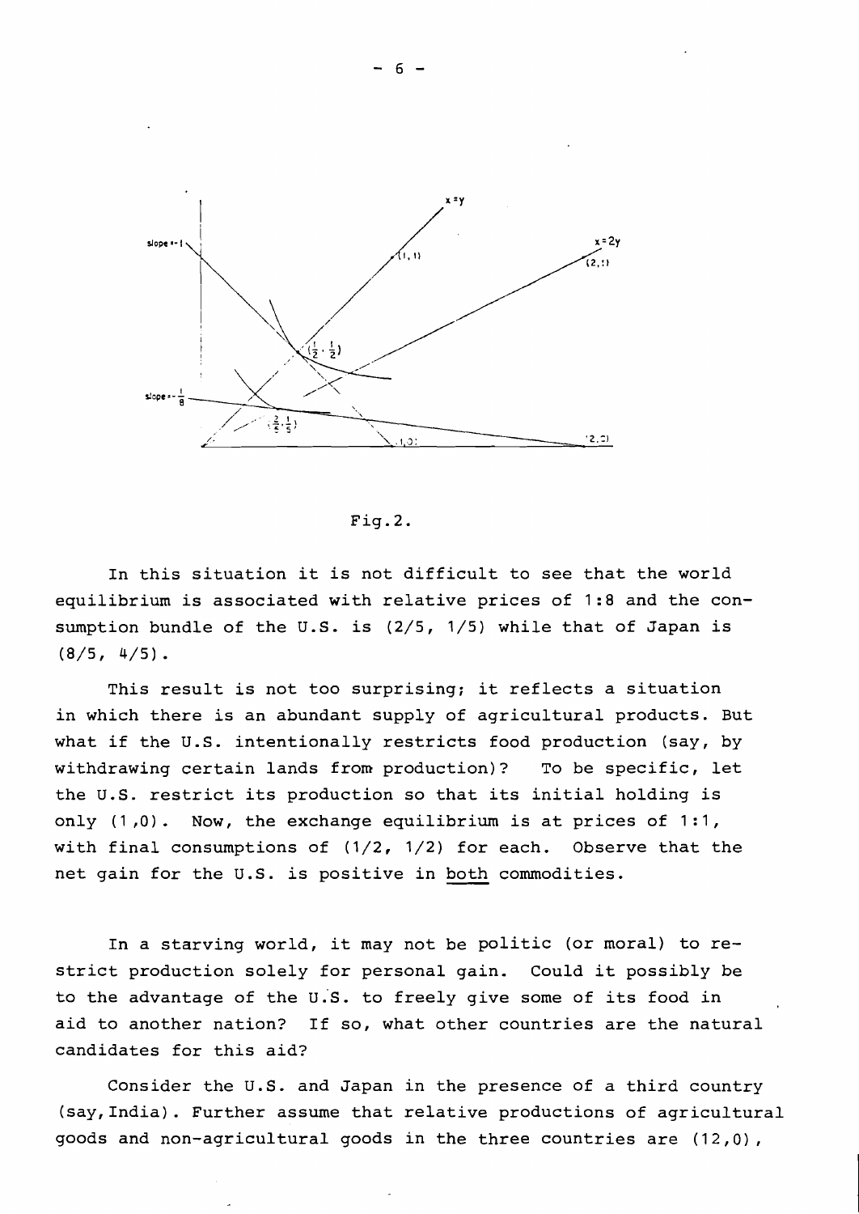Fig.2.

In this situation it is not difficult to see that the world equilibrium is associated with relative prices of 1:8 and the consumption bundle of the U.S. is (2/5, 1/5) while that of Japan is (8/5, 4/5).

This result is not too surprising; it reflects a situation in which there is an abundant supply of agricultural products. But what if the U.S. intentionally restricts food production (say, by withdrawing certain lands from production)? To be specific, let the U.S. restrict its production so that its initial holding is only (1,0). Now, the exchange equilibrium is at prices of 1:1, with final consumptions of (1/2, 1/2) for each. Observe that the net gain for the U.S. is positive in <u>both</u> commodities.

In a starving world, it may not be politic (or moral) to restrict production solely for personal gain. Could it possibly be to the advantage of the U.S. to freely give some of its food in aid to another nation? If so, what other countries are the natural candidates for this aid?

Consider the U.S. and Japan in the presence of a third country (say, India). Further assume that relative productions of agricultural goods and non-agricultural goods in the three countries are (12,0),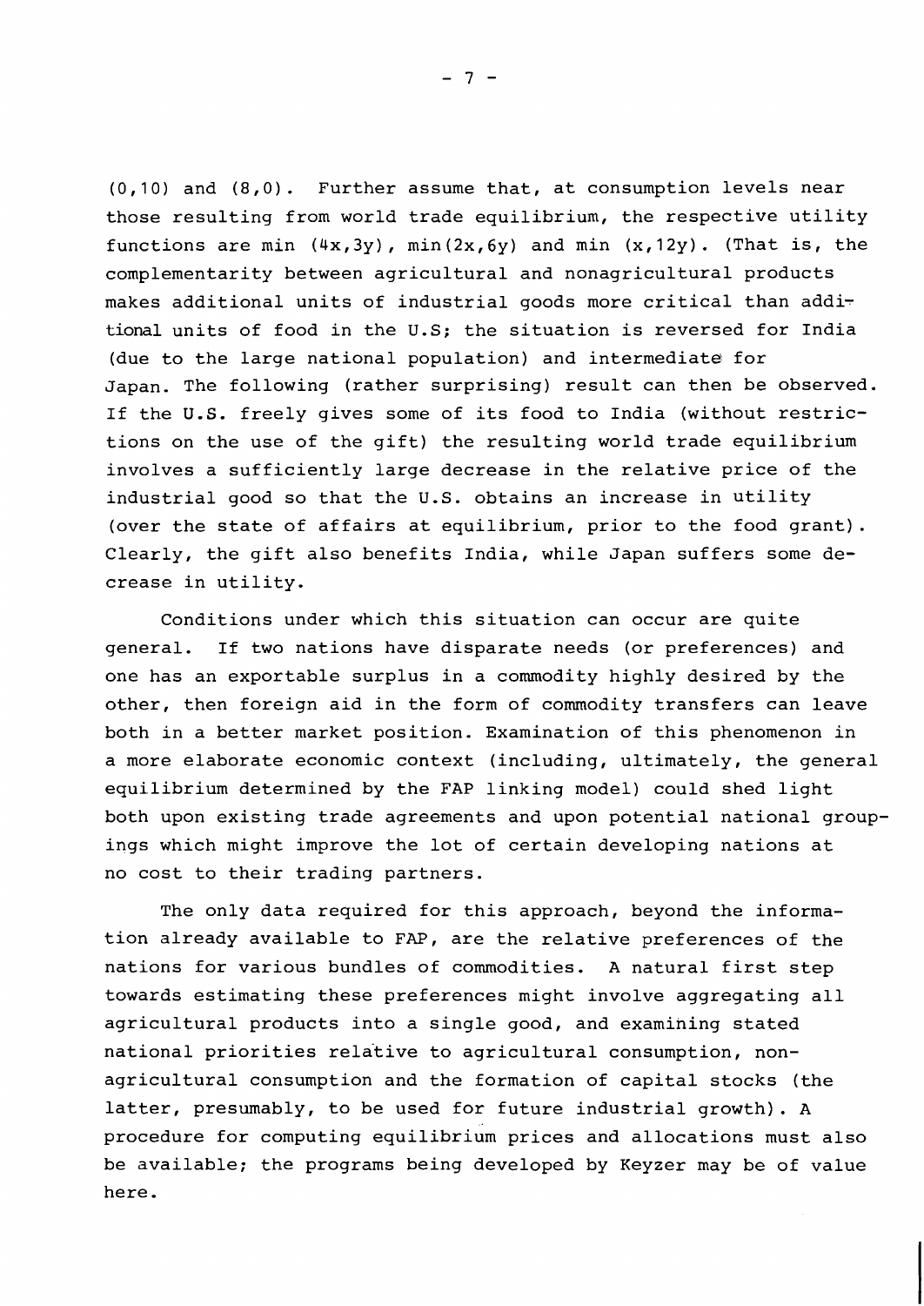(0,10) and (8,0). Further assume that, at consumption levels near those resulting from world trade equilibrium, the respective utility functions are min $(4x,3y)$, min$(2x,6y)$ and min $(x,12y)$. (That is, the complementarity between agricultural and nonagricultural products makes additional units of industrial goods more critical than additional units of food in the U.S; the situation is reversed for India (due to the large national population) and intermediate for Japan. The following (rather surprising) result can then be observed. If the U.S. freely gives some of its food to India (without restrictions on the use of the gift) the resulting world trade equilibrium involves a sufficiently large decrease in the relative price of the industrial good so that the U.S. obtains an increase in utility (over the state of affairs at equilibrium, prior to the food grant). Clearly, the gift also benefits India, while Japan suffers some decrease in utility.

Conditions under which this situation can occur are quite general. If two nations have disparate needs (or preferences) and one has an exportable surplus in a commodity highly desired by the other, then foreign aid in the form of commodity transfers can leave both in a better market position. Examination of this phenomenon in a more elaborate economic context (including, ultimately, the general equilibrium determined by the FAP linking model) could shed light both upon existing trade agreements and upon potential national groupings which might improve the lot of certain developing nations at no cost to their trading partners.

The only data required for this approach, beyond the information already available to FAP, are the relative preferences of the nations for various bundles of commodities. A natural first step towards estimating these preferences might involve aggregating all agricultural products into a single good, and examining stated national priorities relative to agricultural consumption, non-agricultural consumption and the formation of capital stocks (the latter, presumably, to be used for future industrial growth). A procedure for computing equilibrium prices and allocations must also be available; the programs being developed by Keyzer may be of value here.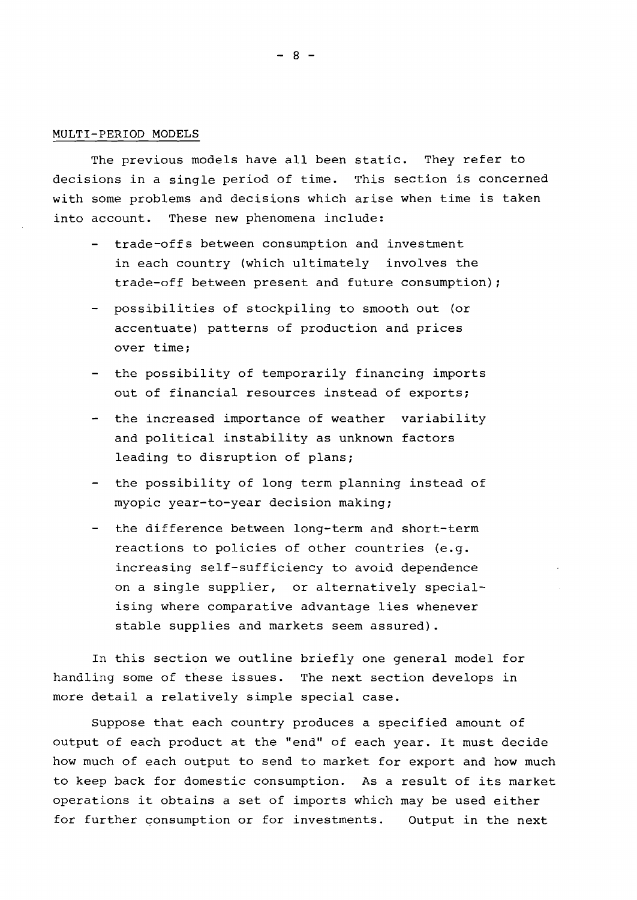## MULTI-PERIOD MODELS

The previous models have all been static. They refer to decisions in a single period of time. This section is concerned with some problems and decisions which arise when time is taken into account. These new phenomena include:

- trade-offs between consumption and investment in each country (which ultimately involves the trade-off between present and future consumption);
- possibilities of stockpiling to smooth out (or accentuate) patterns of production and prices over time;
- the possibility of temporarily financing imports out of financial resources instead of exports;
- the increased importance of weather variability and political instability as unknown factors leading to disruption of plans;
- the possibility of long term planning instead of myopic year-to-year decision making;
- the difference between long-term and short-term reactions to policies of other countries (e.g. increasing self-sufficiency to avoid dependence on a single supplier, or alternatively specialising where comparative advantage lies whenever stable supplies and markets seem assured).

In this section we outline briefly one general model for handling some of these issues. The next section develops in more detail a relatively simple special case.

Suppose that each country produces a specified amount of output of each product at the "end" of each year. It must decide how much of each output to send to market for export and how much to keep back for domestic consumption. As a result of its market operations it obtains a set of imports which may be used either for further consumption or for investments. Output in the next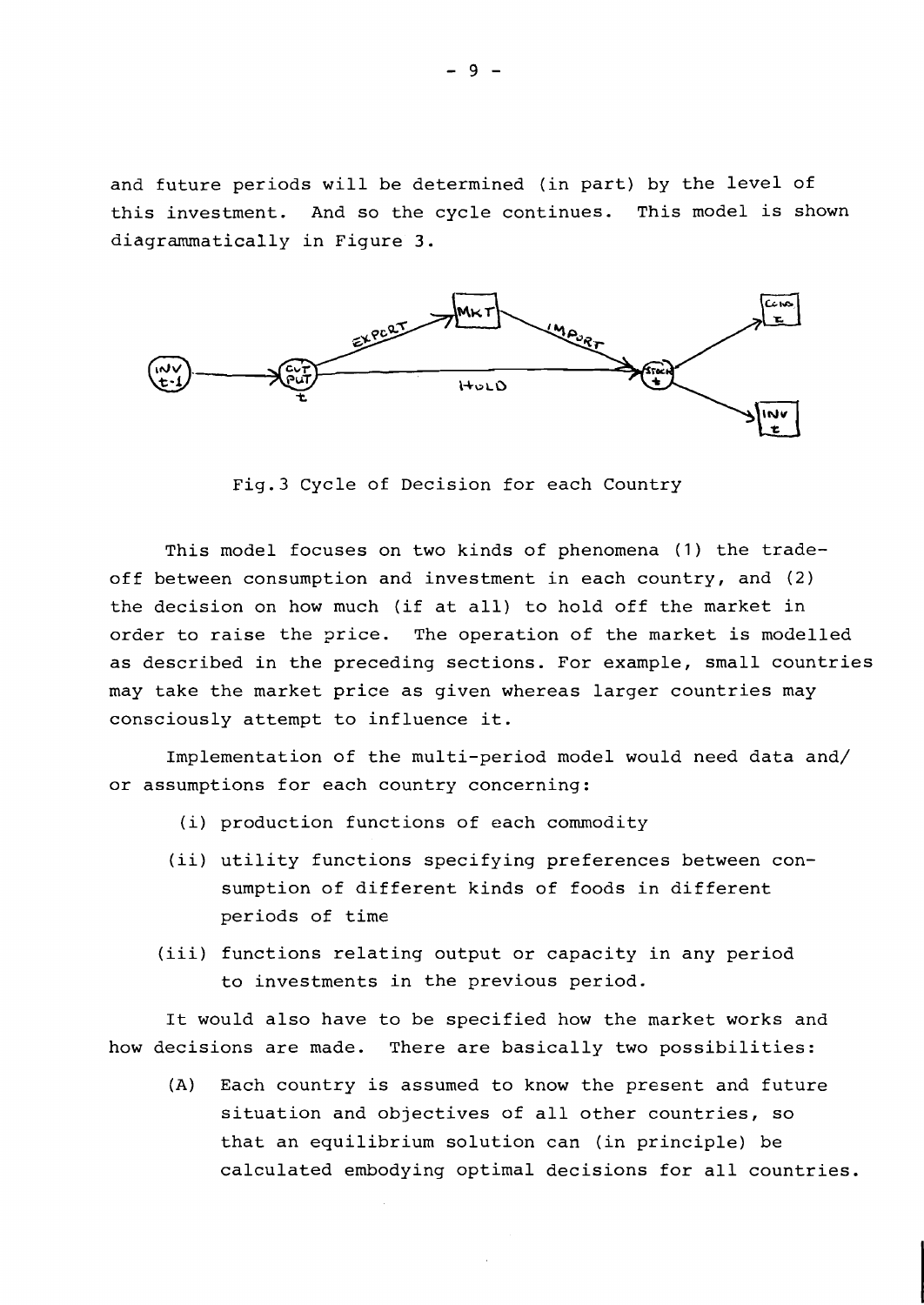and future periods will be determined (in part) by the level of this investment. And so the cycle continues. This model is shown diagrammatically in Figure 3.

Fig.3 Cycle of Decision for each Country

This model focuses on two kinds of phenomena (1) the trade-off between consumption and investment in each country, and (2) the decision on how much (if at all) to hold off the market in order to raise the price. The operation of the market is modelled as described in the preceding sections. For example, small countries may take the market price as given whereas larger countries may consciously attempt to influence it.

Implementation of the multi-period model would need data and/or assumptions for each country concerning:

(i) production functions of each commodity

(ii) utility functions specifying preferences between consumption of different kinds of foods in different periods of time

(iii) functions relating output or capacity in any period to investments in the previous period.

It would also have to be specified how the market works and how decisions are made. There are basically two possibilities:

(A) Each country is assumed to know the present and future situation and objectives of all other countries, so that an equilibrium solution can (in principle) be calculated embodying optimal decisions for all countries.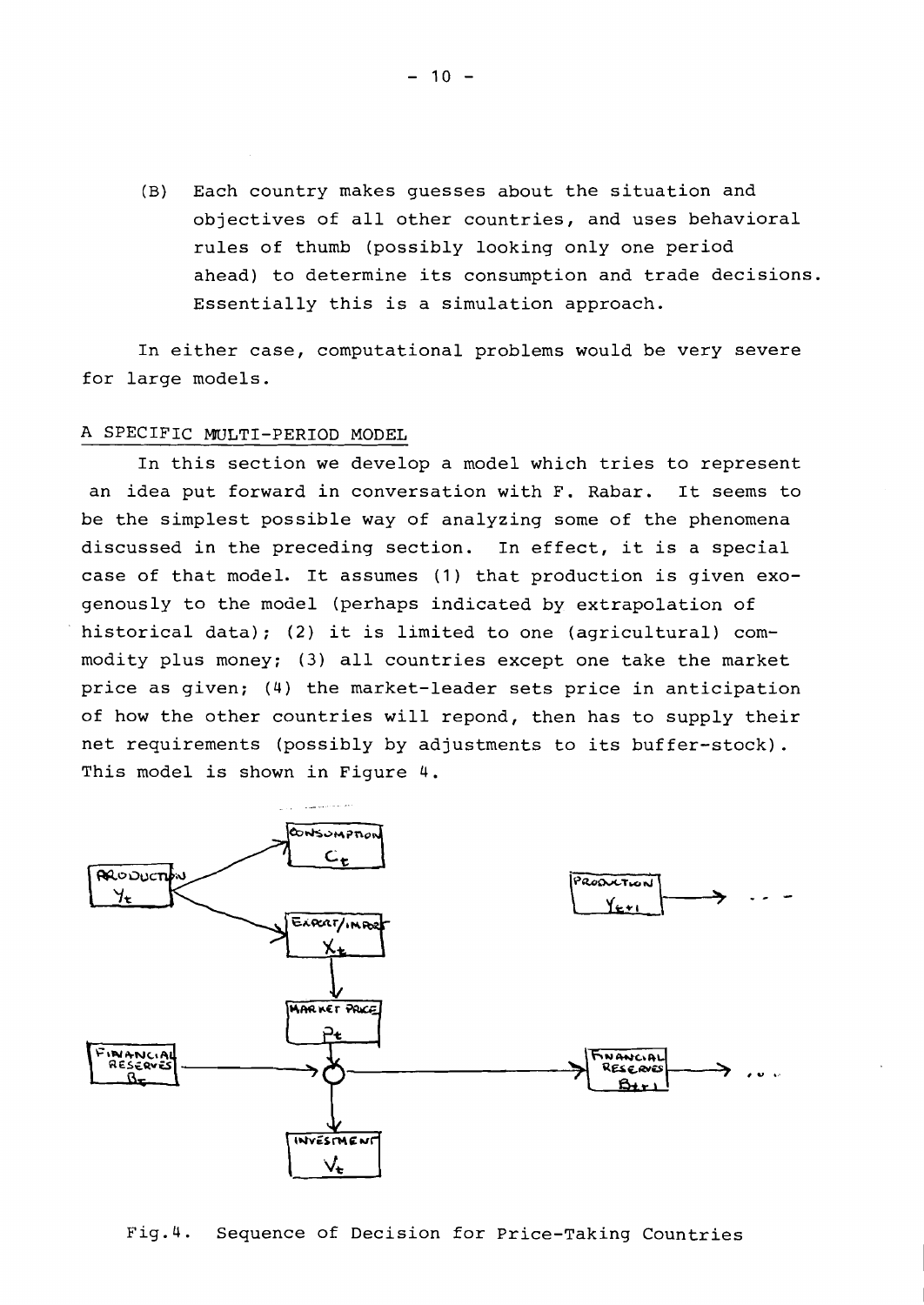(B) Each country makes guesses about the situation and objectives of all other countries, and uses behavioral rules of thumb (possibly looking only one period ahead) to determine its consumption and trade decisions. Essentially this is a simulation approach.

In either case, computational problems would be very severe for large models.

## A SPECIFIC MULTI-PERIOD MODEL

In this section we develop a model which tries to represent an idea put forward in conversation with F. Rabar. It seems to be the simplest possible way of analyzing some of the phenomena discussed in the preceding section. In effect, it is a special case of that model. It assumes (1) that production is given exogenously to the model (perhaps indicated by extrapolation of historical data); (2) it is limited to one (agricultural) commodity plus money; (3) all countries except one take the market price as given; (4) the market-leader sets price in anticipation of how the other countries will repond, then has to supply their net requirements (possibly by adjustments to its buffer-stock). This model is shown in Figure 4.

PRODUCTION $Y_t$ → CONSUMPTION $C_t$; PRODUCTION $Y_t$ → EXPORT/IMPORT $X_t$ → MARKET PRICE $P_t$ → INVESTMENT $V_t$

FINANCIAL RESERVES $B_t$ → FINANCIAL RESERVES $B_{t+1}$ → ...

PRODUCTION $Y_{t+1}$ → ...

Fig. 4. Sequence of Decision for Price-Taking Countries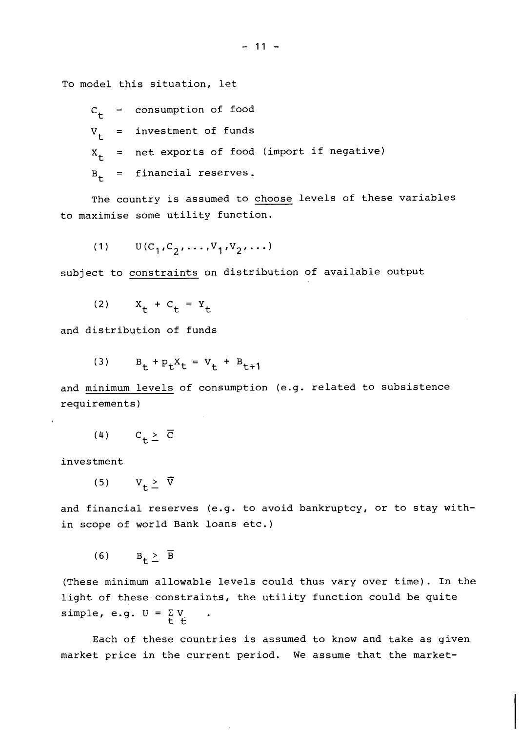To model this situation, let

$C_t$ = consumption of food

$V_t$ = investment of funds

$X_t$ = net exports of food (import if negative)

$B_t$ = financial reserves.

The country is assumed to <u>choose</u> levels of these variables to maximise some utility function.

$$(1) \qquad U(C_1, C_2, \ldots, V_1, V_2, \ldots)$$

subject to <u>constraints</u> on distribution of available output

$$(2) \qquad X_t + C_t = Y_t$$

and distribution of funds

$$(3) \qquad B_t + p_t X_t = V_t + B_{t+1}$$

and <u>minimum levels</u> of consumption (e.g. related to subsistence requirements)

$$(4) \qquad C_t \geq \overline{C}$$

investment

$$(5) \qquad V_t \geq \overline{V}$$

and financial reserves (e.g. to avoid bankruptcy, or to stay within scope of world Bank loans etc.)

$$(6) \qquad B_t \geq \overline{B}$$

(These minimum allowable levels could thus vary over time). In the light of these constraints, the utility function could be quite simple, e.g. $U = \sum_t V_t$ .

Each of these countries is assumed to know and take as given market price in the current period. We assume that the market-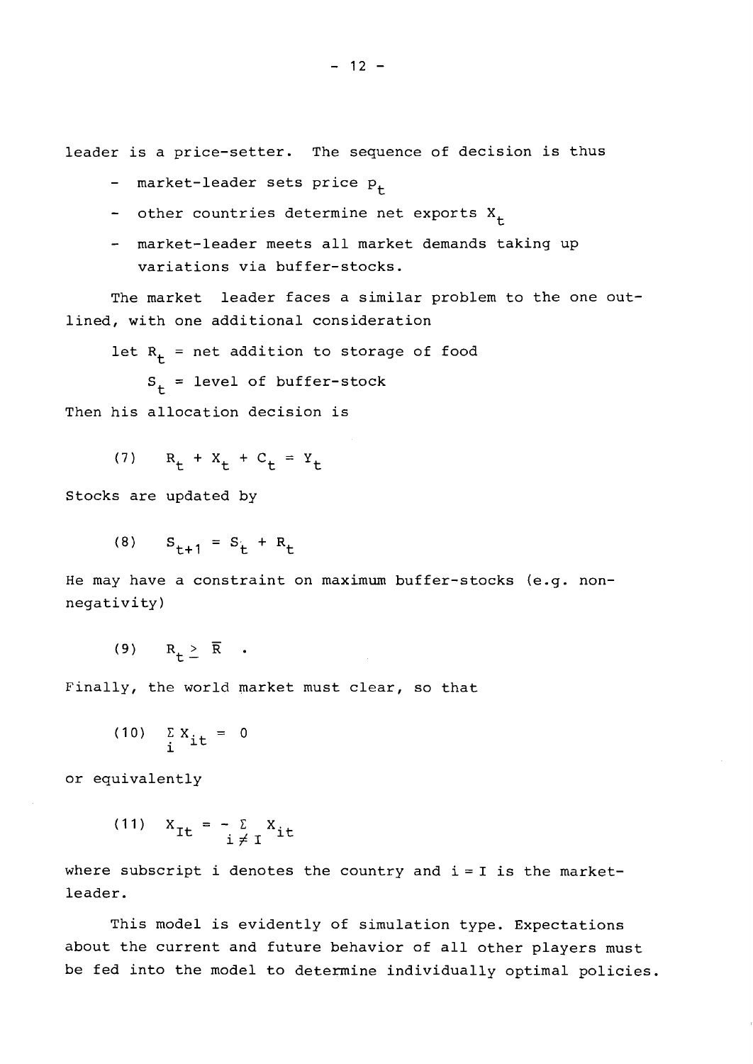leader is a price-setter. The sequence of decision is thus

- market-leader sets price $p_t$
- other countries determine net exports $X_t$
- market-leader meets all market demands taking up variations via buffer-stocks.

The market leader faces a similar problem to the one outlined, with one additional consideration

let $R_t$ = net addition to storage of food

$S_t$ = level of buffer-stock

Then his allocation decision is

$$(7) \quad R_t + X_t + C_t = Y_t$$

Stocks are updated by

$$(8) \quad S_{t+1} = S_t + R_t$$

He may have a constraint on maximum buffer-stocks (e.g. non-negativity)

$$(9) \quad R_t \geq \bar{R} \quad .$$

Finally, the world market must clear, so that

$$(10) \quad \sum_i X_{it} = 0$$

or equivalently

$$(11) \quad X_{It} = - \sum_{i \neq I} X_{it}$$

where subscript i denotes the country and $i = I$ is the market-leader.

This model is evidently of simulation type. Expectations about the current and future behavior of all other players must be fed into the model to determine individually optimal policies.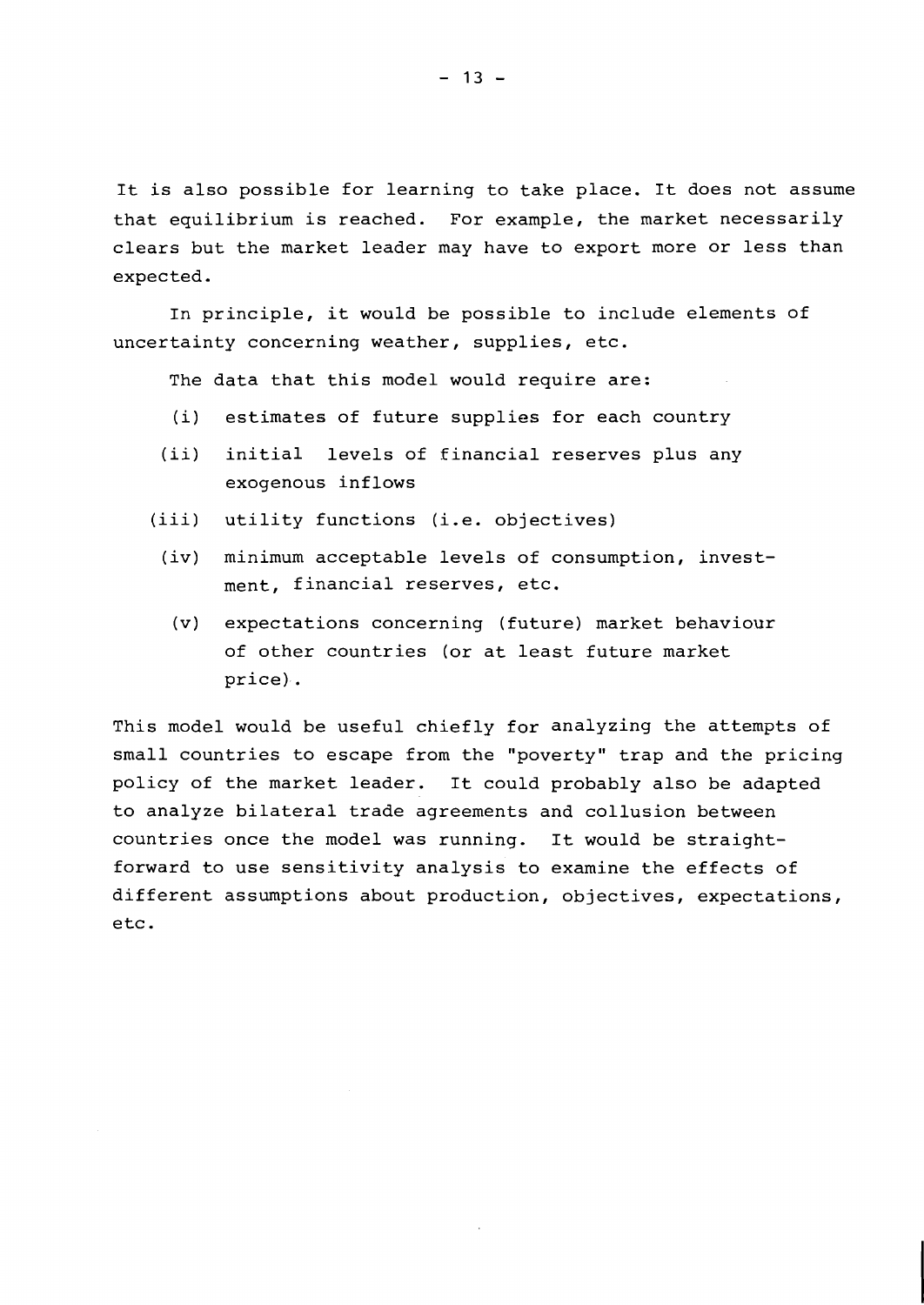It is also possible for learning to take place. It does not assume that equilibrium is reached. For example, the market necessarily clears but the market leader may have to export more or less than expected.

In principle, it would be possible to include elements of uncertainty concerning weather, supplies, etc.

The data that this model would require are:

- (i) estimates of future supplies for each country
- (ii) initial levels of financial reserves plus any exogenous inflows
- (iii) utility functions (i.e. objectives)
- (iv) minimum acceptable levels of consumption, investment, financial reserves, etc.
- (v) expectations concerning (future) market behaviour of other countries (or at least future market price).

This model would be useful chiefly for analyzing the attempts of small countries to escape from the "poverty" trap and the pricing policy of the market leader. It could probably also be adapted to analyze bilateral trade agreements and collusion between countries once the model was running. It would be straightforward to use sensitivity analysis to examine the effects of different assumptions about production, objectives, expectations, etc.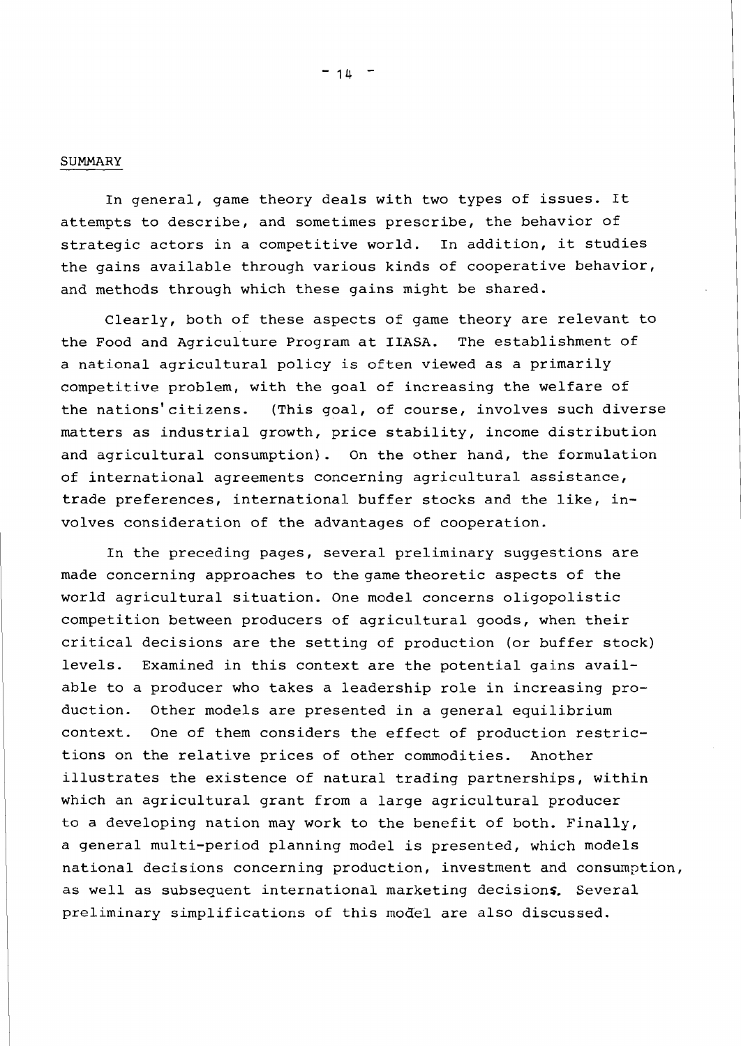## SUMMARY

In general, game theory deals with two types of issues. It attempts to describe, and sometimes prescribe, the behavior of strategic actors in a competitive world. In addition, it studies the gains available through various kinds of cooperative behavior, and methods through which these gains might be shared.

Clearly, both of these aspects of game theory are relevant to the Food and Agriculture Program at IIASA. The establishment of a national agricultural policy is often viewed as a primarily competitive problem, with the goal of increasing the welfare of the nations' citizens. (This goal, of course, involves such diverse matters as industrial growth, price stability, income distribution and agricultural consumption). On the other hand, the formulation of international agreements concerning agricultural assistance, trade preferences, international buffer stocks and the like, involves consideration of the advantages of cooperation.

In the preceding pages, several preliminary suggestions are made concerning approaches to the game theoretic aspects of the world agricultural situation. One model concerns oligopolistic competition between producers of agricultural goods, when their critical decisions are the setting of production (or buffer stock) levels. Examined in this context are the potential gains available to a producer who takes a leadership role in increasing production. Other models are presented in a general equilibrium context. One of them considers the effect of production restrictions on the relative prices of other commodities. Another illustrates the existence of natural trading partnerships, within which an agricultural grant from a large agricultural producer to a developing nation may work to the benefit of both. Finally, a general multi-period planning model is presented, which models national decisions concerning production, investment and consumption, as well as subsequent international marketing decisions. Several preliminary simplifications of this model are also discussed.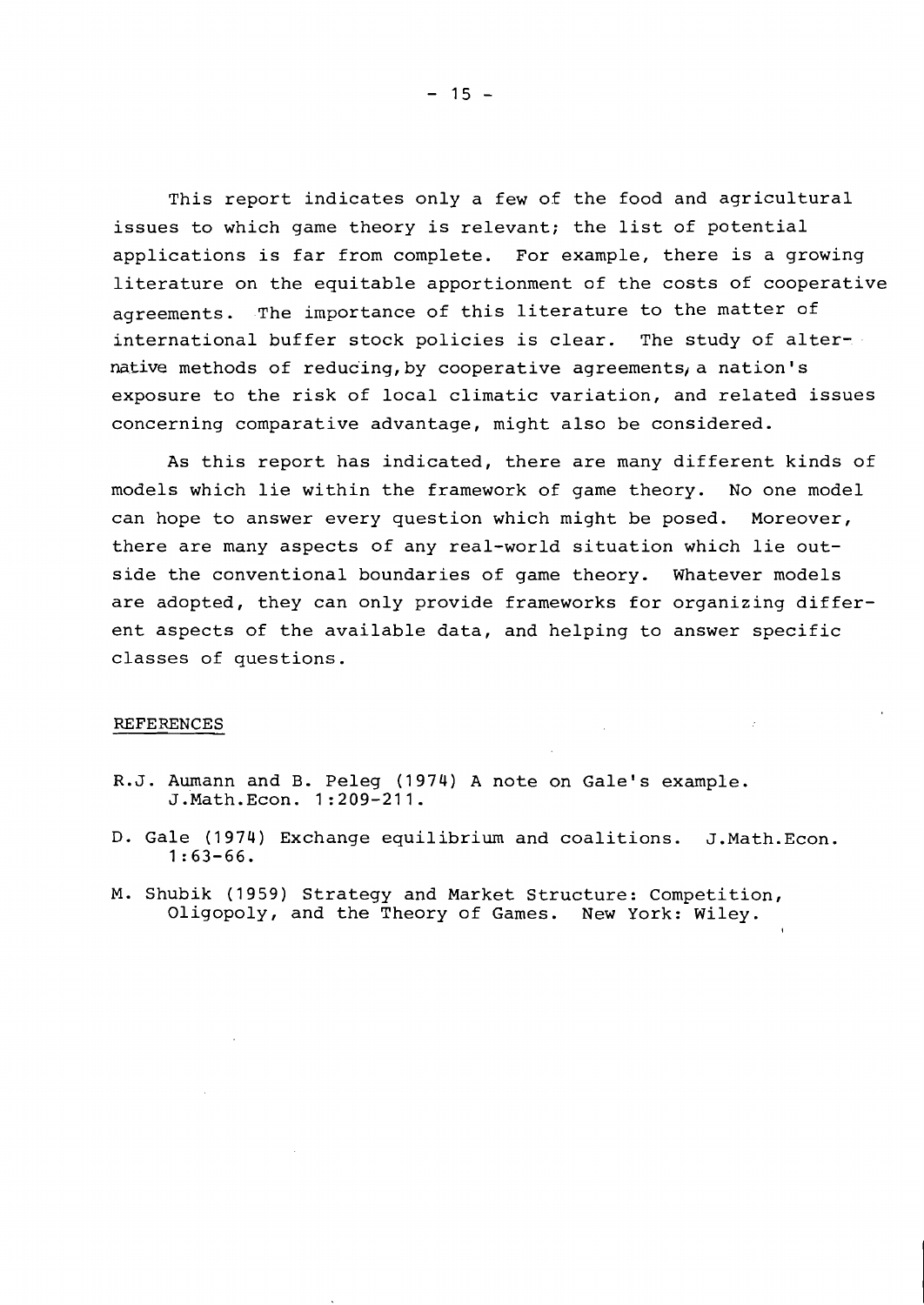This report indicates only a few of the food and agricultural issues to which game theory is relevant; the list of potential applications is far from complete. For example, there is a growing literature on the equitable apportionment of the costs of cooperative agreements. The importance of this literature to the matter of international buffer stock policies is clear. The study of alternative methods of reducing, by cooperative agreements, a nation's exposure to the risk of local climatic variation, and related issues concerning comparative advantage, might also be considered.

As this report has indicated, there are many different kinds of models which lie within the framework of game theory. No one model can hope to answer every question which might be posed. Moreover, there are many aspects of any real-world situation which lie outside the conventional boundaries of game theory. Whatever models are adopted, they can only provide frameworks for organizing different aspects of the available data, and helping to answer specific classes of questions.

## REFERENCES

R.J. Aumann and B. Peleg (1974) A note on Gale's example. J.Math.Econ. 1:209-211.

D. Gale (1974) Exchange equilibrium and coalitions. J.Math.Econ. 1:63-66.

M. Shubik (1959) Strategy and Market Structure: Competition, Oligopoly, and the Theory of Games. New York: Wiley.